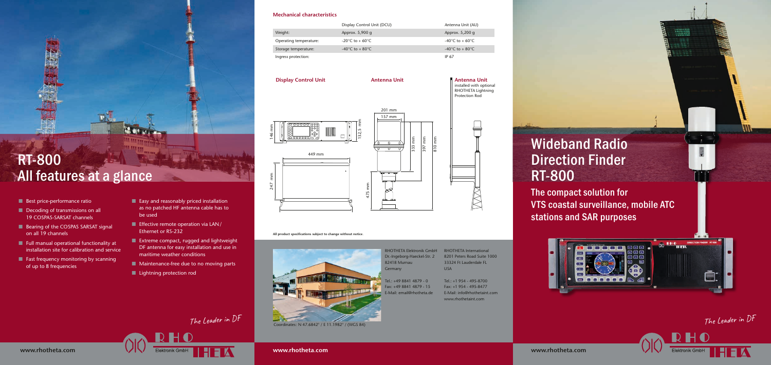# RT-800
# All features at a glance

- Best price-performance ratio
- Decoding of transmissions on all 19 COSPAS-SARSAT channels
- Bearing of the COSPAS SARSAT signal on all 19 channels
- Full manual operational functionality at installation site for calibration and service
- Fast frequency monitoring by scanning of up to 8 frequencies
- Easy and reasonably priced installation as no patched HF antenna cable has to be used
- Effective remote operation via LAN / Ethernet or RS-232
- Extreme compact, rugged and lightweight DF antenna for easy installation and use in maritime weather conditions
- Maintenance-free due to no moving parts
- Lightning protection rod

*The Leader in DF*

www.rhotheta.com

### Mechanical characteristics

| | Display Control Unit (DCU) | Antenna Unit (AU) |
|---|---|---|
| Weight: | Approx. 5,900 g | Approx. 5,200 g |
| Operating temperature: | -20°C to + 60°C | -40°C to + 60°C |
| Storage temperature: | -40°C to + 80°C | -40°C to + 80°C |
| Ingress protection: | | IP 67 |

**Display Control Unit**

146 mm, 132,5 mm, 449 mm, 247 mm

**Antenna Unit**

201 mm, 157 mm, 333 mm, 397 mm, 810 mm, 475 mm

**Antenna Unit** installed with optional RHOTHETA Lightning Protection Rod

**All product specifications subject to change without notice.**

Coordinates: N 47.6842° / E 11.1982° / (WGS 84)

RHOTHETA Elektronik GmbH
Dr.-Ingeborg-Haeckel-Str. 2
82418 Murnau
Germany

Tel.: +49 8841 4879 - 0
Fax: +49 8841 4879 - 15
E-Mail: email@rhotheta.de

RHOTHETA International
8201 Peters Road Suite 1000
33324 Ft Lauderdale FL
USA

Tel.: +1 954 - 495-8700
Fax: +1 954 - 495-8477
E-Mail: info@rhothetaint.com
www.rhothetaint.com

www.rhotheta.com

# Wideband Radio Direction Finder RT-800

## The compact solution for VTS coastal surveillance, mobile ATC stations and SAR purposes

*The Leader in DF*

www.rhotheta.com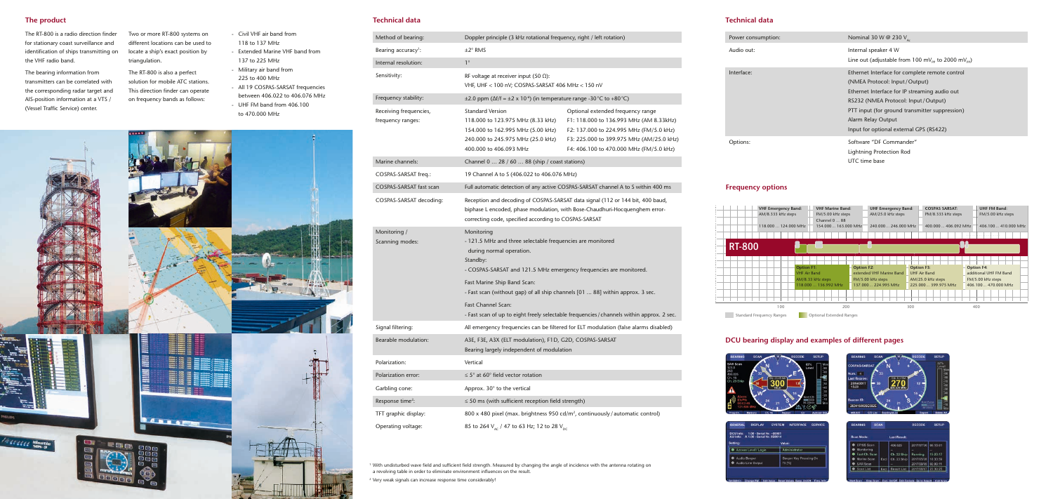## The product

The RT-800 is a radio direction finder for stationary coast surveillance and identification of ships transmitting on the VHF radio band.

The bearing information from transmitters can be correlated with the corresponding radar target and AIS-position information at a VTS / (Vessel Traffic Service) center.

Two or more RT-800 systems on different locations can be used to locate a ship's exact position by triangulation.

The RT-800 is also a perfect solution for mobile ATC stations. This direction finder can operate on frequency bands as follows:

- Civil VHF air band from 118 to 137 MHz
- Extended Marine VHF band from 137 to 225 MHz
- Military air band from 225 to 400 MHz
- All 19 COSPAS-SARSAT frequencies between 406.022 to 406.076 MHz
- UHF FM band from 406.100 to 470.000 MHz

## Technical data

| | | |
|---|---|---|
| Method of bearing: | Doppler principle (3 kHz rotational frequency, right / left rotation) | |
| Bearing accuracy[1]: | ±2° RMS | |
| Internal resolution: | 1° | |
| Sensitivity: | RF voltage at receiver input (50 Ω): VHF, UHF < 100 nV; COSPAS-SARSAT 406 MHz < 150 nV | |
| Frequency stability: | ±2.0 ppm (Δf/f = ±2 x 10⁻⁶) (in temperature range -30°C to +80°C) | |
| Receiving frequencies, frequency ranges: | Standard Version<br>118.000 to 123.975 MHz (8.33 kHz)<br>154.000 to 162.995 MHz (5.00 kHz)<br>240.000 to 245.975 MHz (25.0 kHz)<br>400.000 to 406.093 MHz | Optional extended frequency range<br>F1: 118.000 to 136.993 MHz (AM 8.33kHz)<br>F2: 137.000 to 224.995 MHz (FM/5.0 kHz)<br>F3: 225.000 to 399.975 MHz (AM/25.0 kHz)<br>F4: 406.100 to 470.000 MHz (FM/5.0 kHz) |
| Marine channels: | Channel 0 … 28 / 60 … 88 (ship / coast stations) | |
| COSPAS-SARSAT freq.: | 19 Channel A to S (406.022 to 406.076 MHz) | |
| COSPAS-SARSAT fast scan | Full automatic detection of any active COSPAS-SARSAT channel A to S within 400 ms | |
| COSPAS-SARSAT decoding: | Reception and decoding of COSPAS-SARSAT data signal (112 or 144 bit, 400 baud, biphase L encoded, phase modulation, with Bose-Chaudhuri-Hocquenghem error-correcting code, specified according to COSPAS-SARSAT | |
| Monitoring / Scanning modes: | Monitoring<br>- 121.5 MHz and three selectable frequencies are monitored during normal operation.<br>Standby:<br>- COSPAS-SARSAT and 121.5 MHz emergency frequencies are monitored.<br>Fast Marine Ship Band Scan:<br>- Fast scan (without gap) of all ship channels [01 … 88] within approx. 3 sec.<br>Fast Channel Scan:<br>- Fast scan of up to eight freely selectable frequencies / channels within approx. 2 sec. | |
| Signal filtering: | All emergency frequencies can be filtered for ELT modulation (false alarms disabled) | |
| Bearable modulation: | A3E, F3E, A3X (ELT modulation), F1D, G2D, COSPAS-SARSAT<br>Bearing largely independent of modulation | |
| Polarization: | Vertical | |
| Polarization error: | ≤ 5° at 60° field vector rotation | |
| Garbling cone: | Approx. 30° to the vertical | |
| Response time[2]: | ≤ 50 ms (with sufficient reception field strength) | |
| TFT graphic display: | 800 x 480 pixel (max. brightness 950 cd/m², continuously / automatic control) | |
| Operating voltage: | 85 to 264 $V_{AC}$ / 47 to 63 Hz; 12 to 28 $V_{DC}$ | |

[1] With undisturbed wave field and sufficient field strength. Measured by changing the angle of incidence with the antenna rotating on a revolving table in order to eliminate environment influences on the result.

[2] Very weak signals can increase response time considerably!

## Technical data

| | |
|---|---|
| Power consumption: | Nominal 30 W @ 230 $V_{AC}$ |
| Audio out: | Internal speaker 4 W<br>Line out (adjustable from 100 $mV_{pp}$ to 2000 $mV_{pp}$) |
| Interface: | Ethernet Interface for complete remote control (NMEA Protocol: Input / Output)<br>Ethernet Interface for IP streaming audio out<br>RS232 (NMEA Protocol: Input / Output)<br>PTT input (for ground transmitter suppression)<br>Alarm Relay Output<br>Input for optional external GPS (RS422) |
| Options: | Software "DF Commander"<br>Lightning Protection Rod<br>UTC time base |

## Frequency options

VHF Emergency Band: AM/8.333 kHz steps 118.000 … 124.000 MHz
VHF Marine Band: FM/5.00 kHz steps Channel 0 … 88 154.000 … 163.000 MHz
UHF Emergency Band: AM/25.0 kHz steps 240.000 … 246.000 MHz
COSPAS SARSAT: PM/8.333 kHz steps 400.000 … 406.092 MHz
UHF FM Band: FM/5.00 kHz steps 406.100 … 410.000 MHz

RT-800

Option F1: VHF Air Band AM/8.33 kHz steps 118.000 … 136.992 MHz
Option F2: extended VHF Marine Band FM/5.00 kHz steps 137.000 … 224.995 MHz
Option F3: UHF Air Band AM/25.0 kHz steps 225.000 … 399.975 MHz
Option F4: additional UHF FM Band FM/5.00 kHz steps 406.100 … 470.000 MHz

100 200 300 400

Standard Frequency Ranges
Optional Extended Ranges

## DCU bearing display and examples of different pages